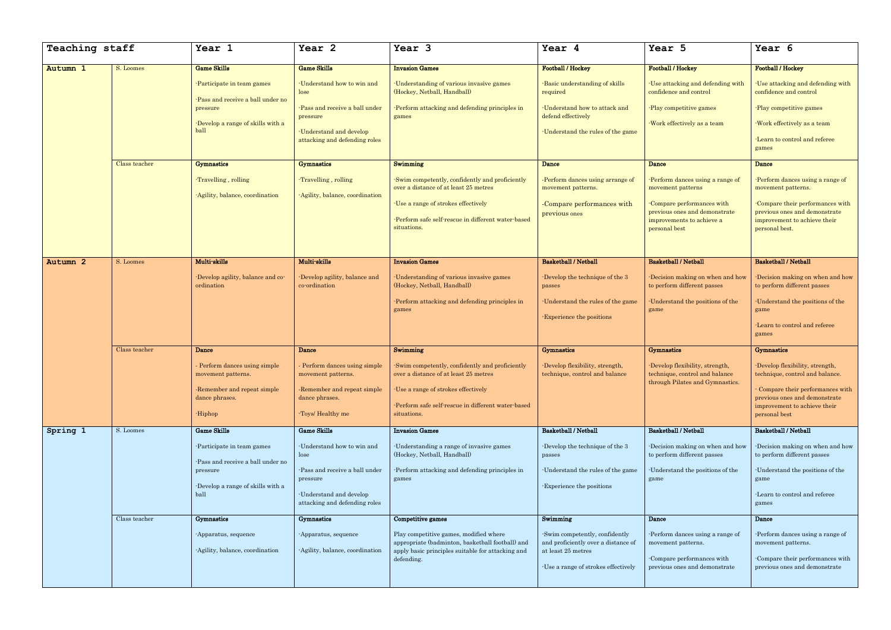| Teaching staff | | Year 1 | Year 2 | Year 3 | Year 4 | Year 5 | Year 6 |
|---|---|---|---|---|---|---|---|
| **Autumn 1** | S. Loomes | **Game Skills**<br><br>-Participate in team games<br><br>-Pass and receive a ball under no pressure<br><br>-Develop a range of skills with a ball | **Game Skills**<br><br>-Understand how to win and lose<br><br>-Pass and receive a ball under pressure<br><br>-Understand and develop attacking and defending roles | **Invasion Games**<br><br>-Understanding of various invasive games (Hockey, Netball, Handball)<br><br>-Perform attacking and defending principles in games | **Football / Hockey**<br><br>-Basic understanding of skills required<br><br>-Understand how to attack and defend effectively<br><br>-Understand the rules of the game | **Football / Hockey**<br><br>-Use attacking and defending with confidence and control<br><br>-Play competitive games<br><br>-Work effectively as a team | **Football / Hockey**<br><br>-Use attacking and defending with confidence and control<br><br>-Play competitive games<br><br>-Work effectively as a team<br><br>-Learn to control and referee games |
| | Class teacher | **Gymnastics**<br><br>-Travelling , rolling<br><br>-Agility, balance, coordination | **Gymnastics**<br><br>-Travelling , rolling<br><br>-Agility, balance, coordination | **Swimming**<br><br>-Swim competently, confidently and proficiently over a distance of at least 25 metres<br><br>-Use a range of strokes effectively<br><br>-Perform safe self-rescue in different water-based situations. | **Dance**<br><br>-Perform dances using arrange of movement patterns.<br><br>-Compare performances with previous ones | **Dance**<br><br>-Perform dances using a range of movement patterns<br><br>-Compare performances with previous ones and demonstrate improvements to achieve a personal best | **Dance**<br><br>-Perform dances using a range of movement patterns.<br><br>-Compare their performances with previous ones and demonstrate improvement to achieve their personal best. |
| **Autumn 2** | S. Loomes | **Multi-skills**<br><br>-Develop agility, balance and co-ordination | **Multi-skills**<br><br>-Develop agility, balance and co-ordination | **Invasion Games**<br><br>-Understanding of various invasive games (Hockey, Netball, Handball)<br><br>-Perform attacking and defending principles in games | **Basketball / Netball**<br><br>-Develop the technique of the 3 passes<br><br>-Understand the rules of the game<br><br>-Experience the positions | **Basketball / Netball**<br><br>-Decision making on when and how to perform different passes<br><br>-Understand the positions of the game | **Basketball / Netball**<br><br>-Decision making on when and how to perform different passes<br><br>-Understand the positions of the game<br><br>-Learn to control and referee games |
| | Class teacher | **Dance**<br><br>- Perform dances using simple movement patterns.<br><br>-Remember and repeat simple dance phrases.<br><br>-Hiphop | **Dance**<br><br>- Perform dances using simple movement patterns.<br><br>-Remember and repeat simple dance phrases.<br><br>-Toys/ Healthy me | **Swimming**<br><br>-Swim competently, confidently and proficiently over a distance of at least 25 metres<br><br>-Use a range of strokes effectively<br><br>-Perform safe self-rescue in different water-based situations. | **Gymnastics**<br><br>-Develop flexibility, strength, technique, control and balance | **Gymnastics**<br><br>-Develop flexibility, strength, technique, control and balance through Pilates and Gymnastics. | **Gymnastics**<br><br>-Develop flexibility, strength, technique, control and balance.<br><br>- Compare their performances with previous ones and demonstrate improvement to achieve their personal best |
| **Spring 1** | S. Loomes | **Game Skills**<br><br>-Participate in team games<br><br>-Pass and receive a ball under no pressure<br><br>-Develop a range of skills with a ball | **Game Skills**<br><br>-Understand how to win and lose<br><br>-Pass and receive a ball under pressure<br><br>-Understand and develop attacking and defending roles | **Invasion Games**<br><br>-Understanding a range of invasive games (Hockey, Netball, Handball)<br><br>-Perform attacking and defending principles in games | **Basketball / Netball**<br><br>-Develop the technique of the 3 passes<br><br>-Understand the rules of the game<br><br>-Experience the positions | **Basketball / Netball**<br><br>-Decision making on when and how to perform different passes<br><br>-Understand the positions of the game | **Basketball / Netball**<br><br>-Decision making on when and how to perform different passes<br><br>-Understand the positions of the game<br><br>-Learn to control and referee games |
| | Class teacher | **Gymnastics**<br><br>-Apparatus, sequence<br><br>-Agility, balance, coordination | **Gymnastics**<br><br>-Apparatus, sequence<br><br>-Agility, balance, coordination | **Competitive games**<br><br>Play competitive games, modified where appropriate (badminton, basketball football) and apply basic principles suitable for attacking and defending. | **Swimming**<br><br>-Swim competently, confidently and proficiently over a distance of at least 25 metres<br><br>-Use a range of strokes effectively | **Dance**<br><br>-Perform dances using a range of movement patterns.<br><br>-Compare performances with previous ones and demonstrate | **Dance**<br><br>-Perform dances using a range of movement patterns.<br><br>-Compare their performances with previous ones and demonstrate |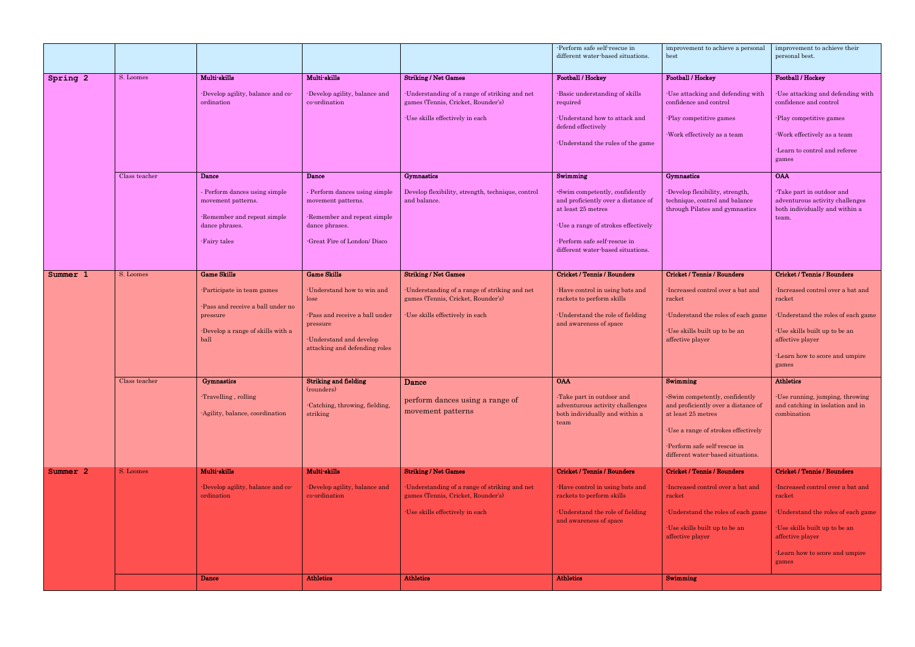| | | | | | | | |
|---|---|---|---|---|---|---|---|
| | | | | | -Perform safe self-rescue in different water-based situations. | improvement to achieve a personal best | improvement to achieve their personal best. |
| **Spring 2** | S. Loomes | **Multi-skills**<br><br>-Develop agility, balance and co-ordination | **Multi-skills**<br><br>-Develop agility, balance and co-ordination | **Striking / Net Games**<br><br>-Understanding of a range of striking and net games (Tennis, Cricket, Rounder's)<br><br>-Use skills effectively in each | **Football / Hockey**<br><br>-Basic understanding of skills required<br><br>-Understand how to attack and defend effectively<br><br>-Understand the rules of the game | **Football / Hockey**<br><br>-Use attacking and defending with confidence and control<br><br>-Play competitive games<br><br>-Work effectively as a team | **Football / Hockey**<br><br>-Use attacking and defending with confidence and control<br><br>-Play competitive games<br><br>-Work effectively as a team<br><br>-Learn to control and referee games |
| | Class teacher | **Dance**<br><br>- Perform dances using simple movement patterns.<br><br>-Remember and repeat simple dance phrases.<br><br>-Fairy tales | **Dance**<br><br>- Perform dances using simple movement patterns.<br><br>-Remember and repeat simple dance phrases.<br><br>-Great Fire of London/ Disco | **Gymnastics**<br><br>Develop flexibility, strength, technique, control and balance. | **Swimming**<br><br>-Swim competently, confidently and proficiently over a distance of at least 25 metres<br><br>-Use a range of strokes effectively<br><br>-Perform safe self-rescue in different water-based situations. | **Gymnastics**<br><br>-Develop flexibility, strength, technique, control and balance through Pilates and gymnastics | **OAA**<br><br>-Take part in outdoor and adventurous activity challenges both individually and within a team. |
| **Summer 1** | S. Loomes | **Game Skills**<br><br>-Participate in team games<br><br>-Pass and receive a ball under no pressure<br><br>-Develop a range of skills with a ball | **Game Skills**<br><br>-Understand how to win and lose<br><br>-Pass and receive a ball under pressure<br><br>-Understand and develop attacking and defending roles | **Striking / Net Games**<br><br>-Understanding of a range of striking and net games (Tennis, Cricket, Rounder's)<br><br>-Use skills effectively in each | **Cricket / Tennis / Rounders**<br><br>-Have control in using bats and rackets to perform skills<br><br>-Understand the role of fielding and awareness of space | **Cricket / Tennis / Rounders**<br><br>-Increased control over a bat and racket<br><br>-Understand the roles of each game<br><br>-Use skills built up to be an affective player | **Cricket / Tennis / Rounders**<br><br>-Increased control over a bat and racket<br><br>-Understand the roles of each game<br><br>-Use skills built up to be an affective player<br><br>-Learn how to score and umpire games |
| | Class teacher | **Gymnastics**<br><br>-Travelling , rolling<br><br>-Agility, balance, coordination | **Striking and fielding** (rounders)<br><br>-Catching, throwing, fielding, striking | **Dance**<br><br>perform dances using a range of movement patterns | **OAA**<br><br>-Take part in outdoor and adventurous activity challenges both individually and within a team | **Swimming**<br><br>-Swim competently, confidently and proficiently over a distance of at least 25 metres<br><br>-Use a range of strokes effectively<br><br>-Perform safe self-rescue in different water-based situations. | **Athletics**<br><br>-Use running, jumping, throwing and catching in isolation and in combination |
| **Summer 2** | S. Loomes | **Multi-skills**<br><br>-Develop agility, balance and co-ordination | **Multi-skills**<br><br>-Develop agility, balance and co-ordination | **Striking / Net Games**<br><br>-Understanding of a range of striking and net games (Tennis, Cricket, Rounder's)<br><br>-Use skills effectively in each | **Cricket / Tennis / Rounders**<br><br>-Have control in using bats and rackets to perform skills<br><br>-Understand the role of fielding and awareness of space | **Cricket / Tennis / Rounders**<br><br>-Increased control over a bat and racket<br><br>-Understand the roles of each game<br><br>-Use skills built up to be an affective player | **Cricket / Tennis / Rounders**<br><br>-Increased control over a bat and racket<br><br>-Understand the roles of each game<br><br>-Use skills built up to be an affective player<br><br>-Learn how to score and umpire games |
| | | **Dance** | **Athletics** | **Athletics** | **Athletics** | **Swimming** | |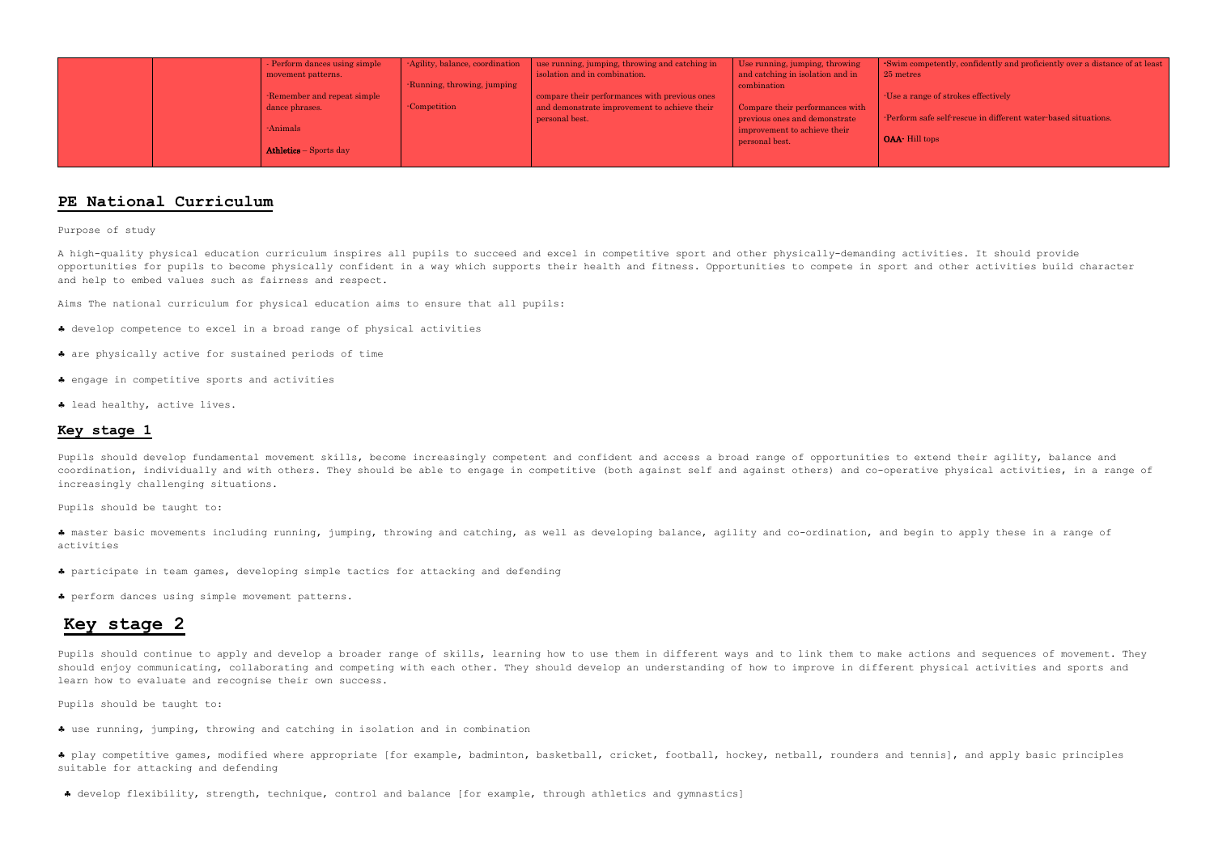| | | | | | | |
|---|---|---|---|---|---|---|
| | | - Perform dances using simple movement patterns.<br><br>-Remember and repeat simple dance phrases.<br><br>-Animals<br><br>**Athletics** – Sports day | -Agility, balance, coordination<br><br>-Running, throwing, jumping<br><br>-Competition | use running, jumping, throwing and catching in isolation and in combination.<br><br>compare their performances with previous ones and demonstrate improvement to achieve their personal best. | Use running, jumping, throwing and catching in isolation and in combination<br><br>Compare their performances with previous ones and demonstrate improvement to achieve their personal best. | -Swim competently, confidently and proficiently over a distance of at least 25 metres<br><br>-Use a range of strokes effectively<br><br>-Perform safe self-rescue in different water-based situations.<br><br>**OAA**- Hill tops |

## PE National Curriculum

Purpose of study

A high-quality physical education curriculum inspires all pupils to succeed and excel in competitive sport and other physically-demanding activities. It should provide opportunities for pupils to become physically confident in a way which supports their health and fitness. Opportunities to compete in sport and other activities build character and help to embed values such as fairness and respect.

Aims The national curriculum for physical education aims to ensure that all pupils:

- develop competence to excel in a broad range of physical activities
- are physically active for sustained periods of time
- engage in competitive sports and activities
- lead healthy, active lives.

## Key stage 1

Pupils should develop fundamental movement skills, become increasingly competent and confident and access a broad range of opportunities to extend their agility, balance and coordination, individually and with others. They should be able to engage in competitive (both against self and against others) and co-operative physical activities, in a range of increasingly challenging situations.

Pupils should be taught to:

- master basic movements including running, jumping, throwing and catching, as well as developing balance, agility and co-ordination, and begin to apply these in a range of activities
- participate in team games, developing simple tactics for attacking and defending
- perform dances using simple movement patterns.

## Key stage 2

Pupils should continue to apply and develop a broader range of skills, learning how to use them in different ways and to link them to make actions and sequences of movement. They should enjoy communicating, collaborating and competing with each other. They should develop an understanding of how to improve in different physical activities and sports and learn how to evaluate and recognise their own success.

Pupils should be taught to:

- use running, jumping, throwing and catching in isolation and in combination
- play competitive games, modified where appropriate [for example, badminton, basketball, cricket, football, hockey, netball, rounders and tennis], and apply basic principles suitable for attacking and defending
- develop flexibility, strength, technique, control and balance [for example, through athletics and gymnastics]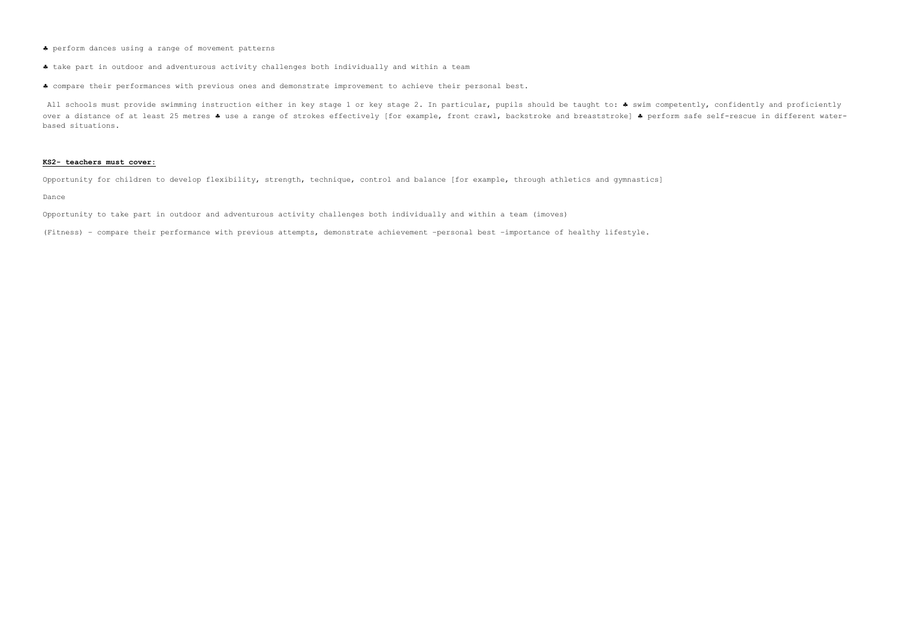- perform dances using a range of movement patterns
- take part in outdoor and adventurous activity challenges both individually and within a team
- compare their performances with previous ones and demonstrate improvement to achieve their personal best.

All schools must provide swimming instruction either in key stage 1 or key stage 2. In particular, pupils should be taught to: ♣ swim competently, confidently and proficiently over a distance of at least 25 metres ♣ use a range of strokes effectively [for example, front crawl, backstroke and breaststroke] ♣ perform safe self-rescue in different water-based situations.

**KS2- teachers must cover:**

Opportunity for children to develop flexibility, strength, technique, control and balance [for example, through athletics and gymnastics]

Dance

Opportunity to take part in outdoor and adventurous activity challenges both individually and within a team (imoves)

(Fitness) - compare their performance with previous attempts, demonstrate achievement -personal best -importance of healthy lifestyle.